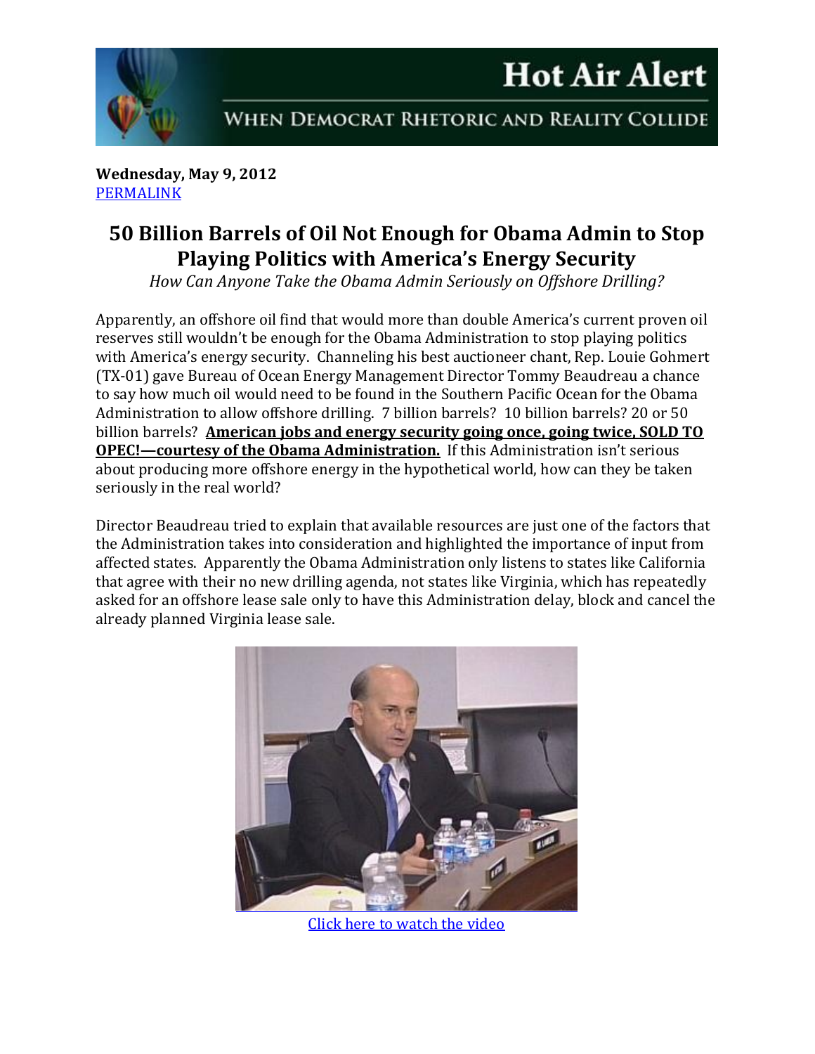# Hot Air Alert

WHEN DEMOCRAT RHETORIC AND REALITY COLLIDE

**Wednesday, May 9, 2012**
PERMALINK

## 50 Billion Barrels of Oil Not Enough for Obama Admin to Stop Playing Politics with America's Energy Security

*How Can Anyone Take the Obama Admin Seriously on Offshore Drilling?*

Apparently, an offshore oil find that would more than double America's current proven oil reserves still wouldn't be enough for the Obama Administration to stop playing politics with America's energy security. Channeling his best auctioneer chant, Rep. Louie Gohmert (TX-01) gave Bureau of Ocean Energy Management Director Tommy Beaudreau a chance to say how much oil would need to be found in the Southern Pacific Ocean for the Obama Administration to allow offshore drilling. 7 billion barrels? 10 billion barrels? 20 or 50 billion barrels? **American jobs and energy security going once, going twice, SOLD TO OPEC!—courtesy of the Obama Administration.** If this Administration isn't serious about producing more offshore energy in the hypothetical world, how can they be taken seriously in the real world?

Director Beaudreau tried to explain that available resources are just one of the factors that the Administration takes into consideration and highlighted the importance of input from affected states. Apparently the Obama Administration only listens to states like California that agree with their no new drilling agenda, not states like Virginia, which has repeatedly asked for an offshore lease sale only to have this Administration delay, block and cancel the already planned Virginia lease sale.

Click here to watch the video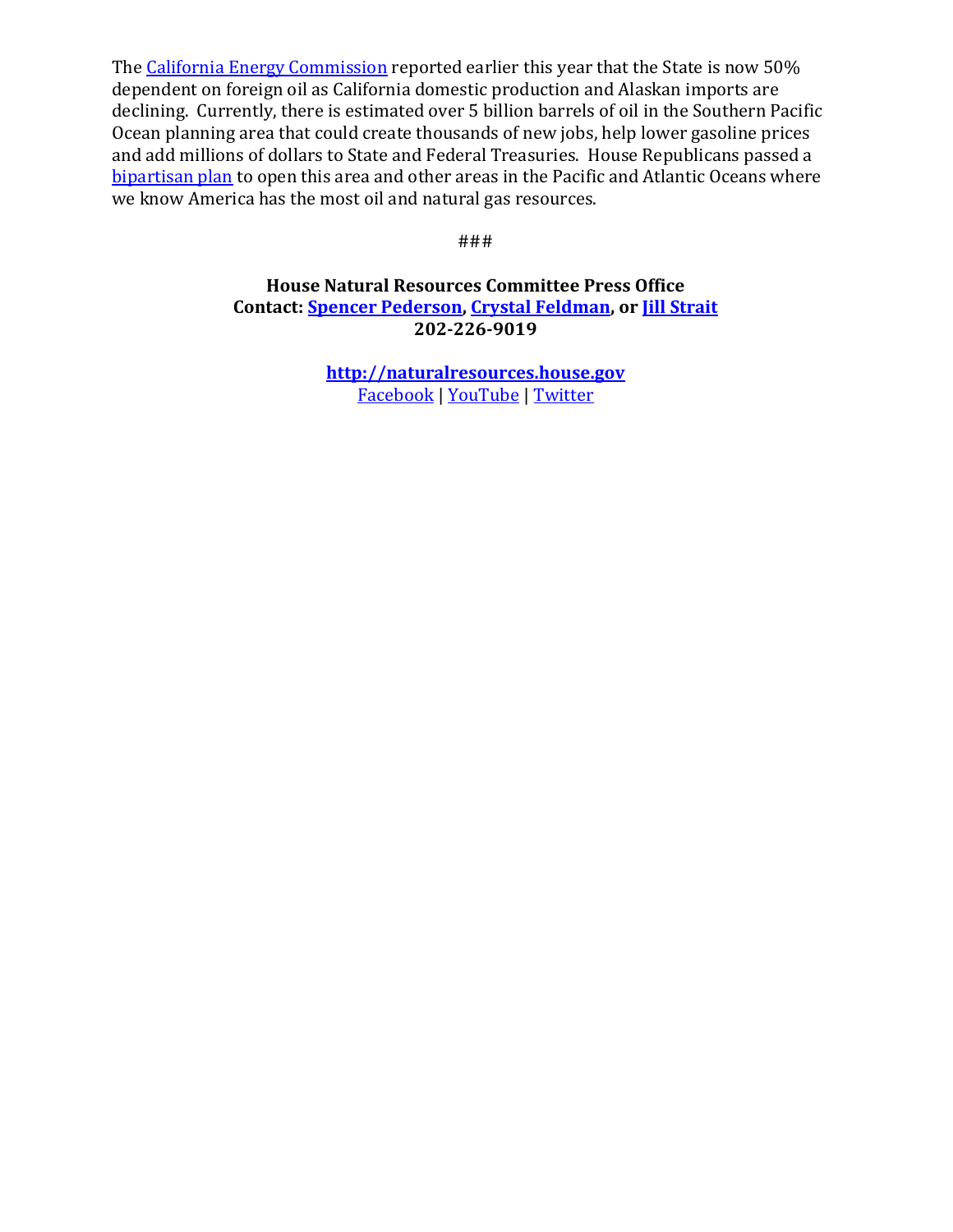The California Energy Commission reported earlier this year that the State is now 50% dependent on foreign oil as California domestic production and Alaskan imports are declining. Currently, there is estimated over 5 billion barrels of oil in the Southern Pacific Ocean planning area that could create thousands of new jobs, help lower gasoline prices and add millions of dollars to State and Federal Treasuries. House Republicans passed a bipartisan plan to open this area and other areas in the Pacific and Atlantic Oceans where we know America has the most oil and natural gas resources.

###

**House Natural Resources Committee Press Office**
**Contact: Spencer Pederson, Crystal Feldman, or Jill Strait**
**202-226-9019**

**http://naturalresources.house.gov**
Facebook | YouTube | Twitter